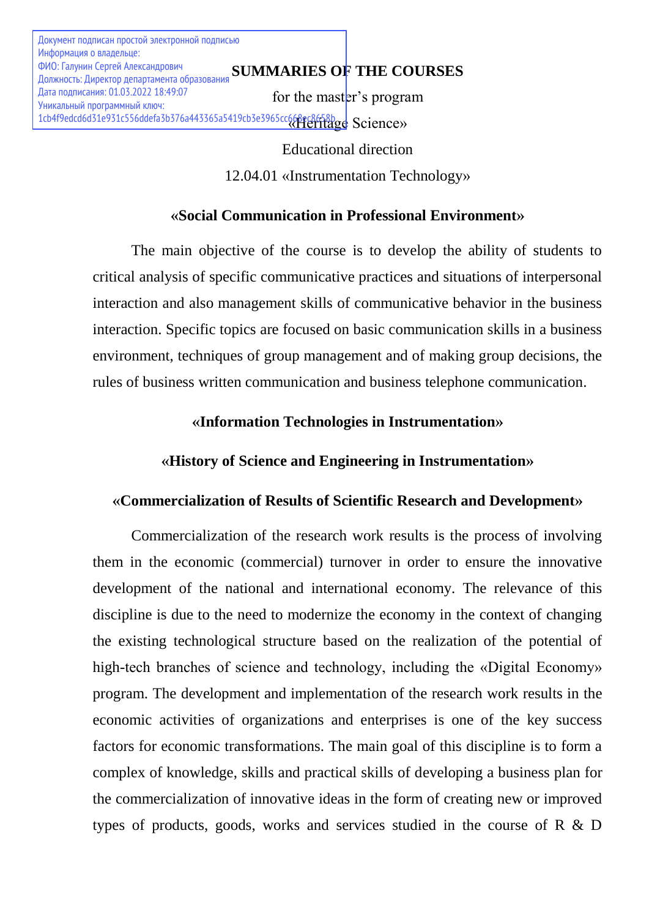Документ подписан простой электронной подписью
Информация о владельце:
ФИО: Галунин Сергей Александрович
Должность: Директор департамента образования
Дата подписания: 01.03.2022 18:49:07
Уникальный программный ключ:
1cb4f9edcd6d31e931c556ddefa3b376a443365a5419cb3e3965cc668ec8658b

# SUMMARIES OF THE COURSES

for the master's program

«Heritage Science»

Educational direction

12.04.01 «Instrumentation Technology»

## «Social Communication in Professional Environment»

The main objective of the course is to develop the ability of students to critical analysis of specific communicative practices and situations of interpersonal interaction and also management skills of communicative behavior in the business interaction. Specific topics are focused on basic communication skills in a business environment, techniques of group management and of making group decisions, the rules of business written communication and business telephone communication.

## «Information Technologies in Instrumentation»

## «History of Science and Engineering in Instrumentation»

## «Commercialization of Results of Scientific Research and Development»

Commercialization of the research work results is the process of involving them in the economic (commercial) turnover in order to ensure the innovative development of the national and international economy. The relevance of this discipline is due to the need to modernize the economy in the context of changing the existing technological structure based on the realization of the potential of high-tech branches of science and technology, including the «Digital Economy» program. The development and implementation of the research work results in the economic activities of organizations and enterprises is one of the key success factors for economic transformations. The main goal of this discipline is to form a complex of knowledge, skills and practical skills of developing a business plan for the commercialization of innovative ideas in the form of creating new or improved types of products, goods, works and services studied in the course of R & D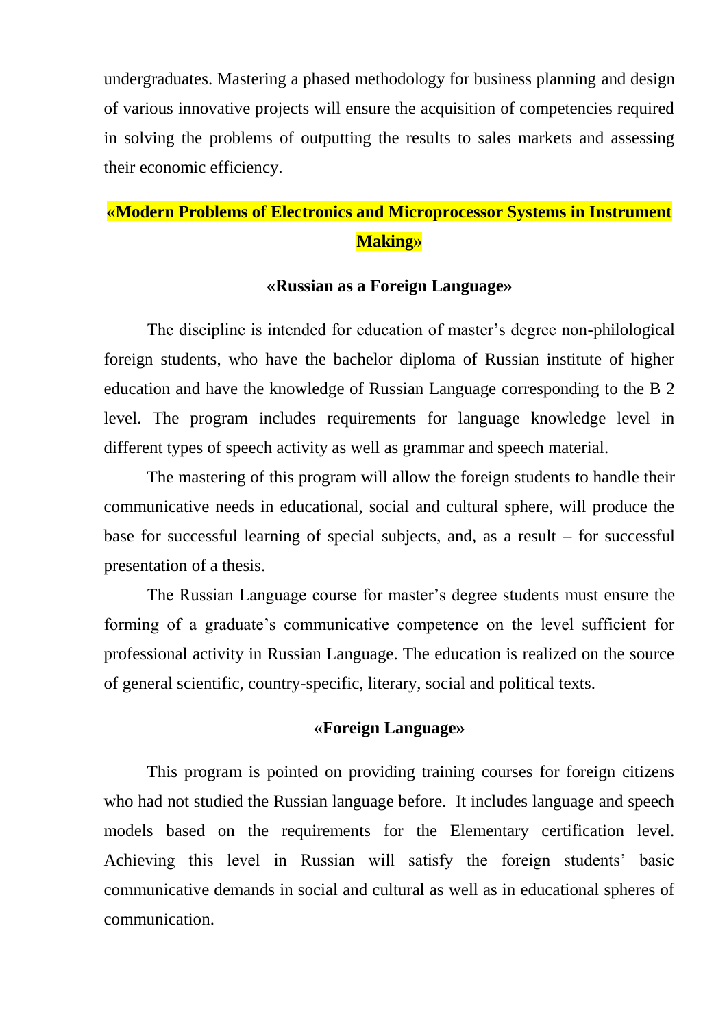undergraduates. Mastering a phased methodology for business planning and design of various innovative projects will ensure the acquisition of competencies required in solving the problems of outputting the results to sales markets and assessing their economic efficiency.

## «Modern Problems of Electronics and Microprocessor Systems in Instrument Making»

### «Russian as a Foreign Language»

The discipline is intended for education of master's degree non-philological foreign students, who have the bachelor diploma of Russian institute of higher education and have the knowledge of Russian Language corresponding to the B 2 level. The program includes requirements for language knowledge level in different types of speech activity as well as grammar and speech material.

The mastering of this program will allow the foreign students to handle their communicative needs in educational, social and cultural sphere, will produce the base for successful learning of special subjects, and, as a result – for successful presentation of a thesis.

The Russian Language course for master's degree students must ensure the forming of a graduate's communicative competence on the level sufficient for professional activity in Russian Language. The education is realized on the source of general scientific, country-specific, literary, social and political texts.

### «Foreign Language»

This program is pointed on providing training courses for foreign citizens who had not studied the Russian language before. It includes language and speech models based on the requirements for the Elementary certification level. Achieving this level in Russian will satisfy the foreign students' basic communicative demands in social and cultural as well as in educational spheres of communication.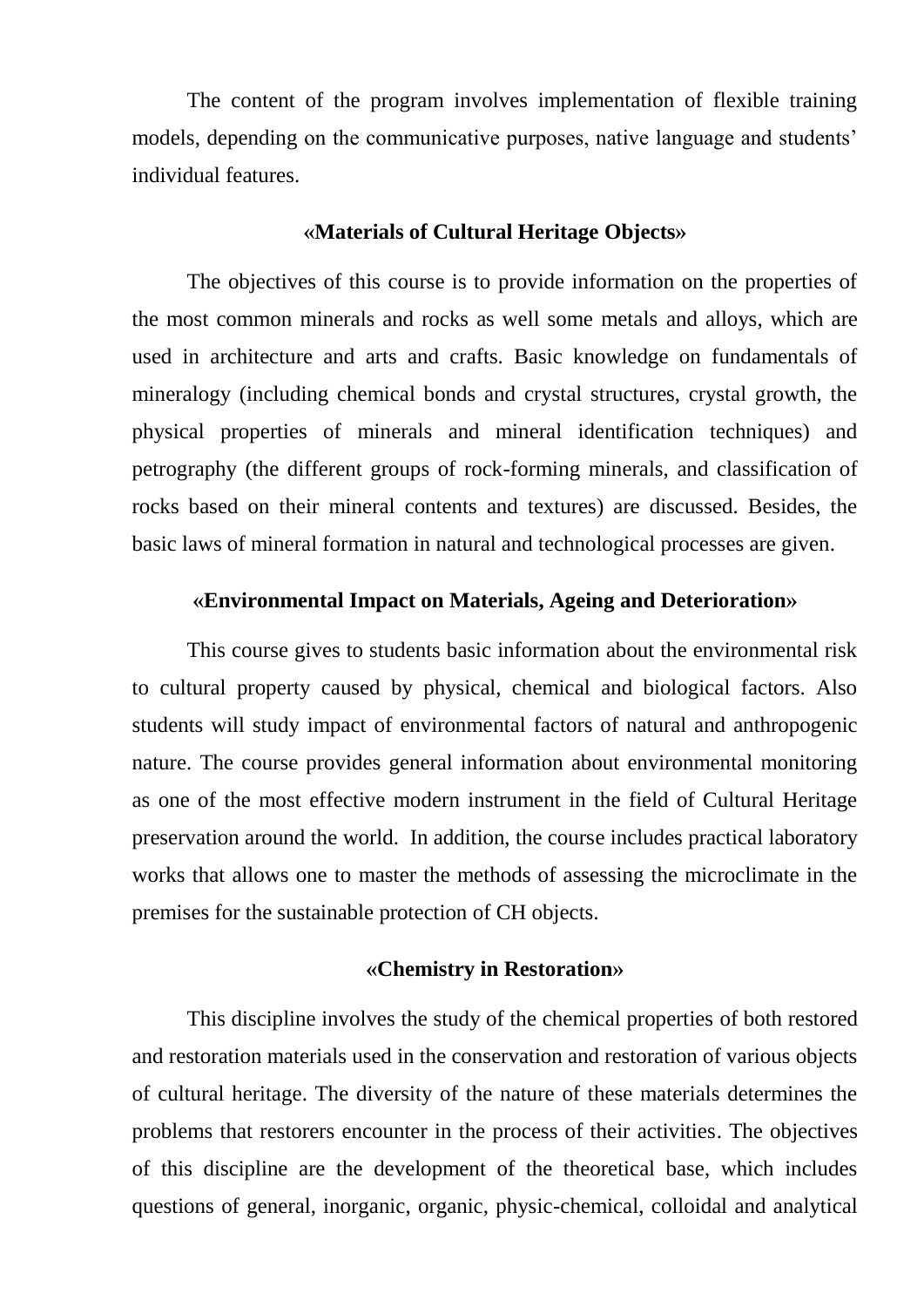The content of the program involves implementation of flexible training models, depending on the communicative purposes, native language and students' individual features.

## «Materials of Cultural Heritage Objects»

The objectives of this course is to provide information on the properties of the most common minerals and rocks as well some metals and alloys, which are used in architecture and arts and crafts. Basic knowledge on fundamentals of mineralogy (including chemical bonds and crystal structures, crystal growth, the physical properties of minerals and mineral identification techniques) and petrography (the different groups of rock-forming minerals, and classification of rocks based on their mineral contents and textures) are discussed. Besides, the basic laws of mineral formation in natural and technological processes are given.

## «Environmental Impact on Materials, Ageing and Deterioration»

This course gives to students basic information about the environmental risk to cultural property caused by physical, chemical and biological factors. Also students will study impact of environmental factors of natural and anthropogenic nature. The course provides general information about environmental monitoring as one of the most effective modern instrument in the field of Cultural Heritage preservation around the world. In addition, the course includes practical laboratory works that allows one to master the methods of assessing the microclimate in the premises for the sustainable protection of CH objects.

## «Chemistry in Restoration»

This discipline involves the study of the chemical properties of both restored and restoration materials used in the conservation and restoration of various objects of cultural heritage. The diversity of the nature of these materials determines the problems that restorers encounter in the process of their activities. The objectives of this discipline are the development of the theoretical base, which includes questions of general, inorganic, organic, physic-chemical, colloidal and analytical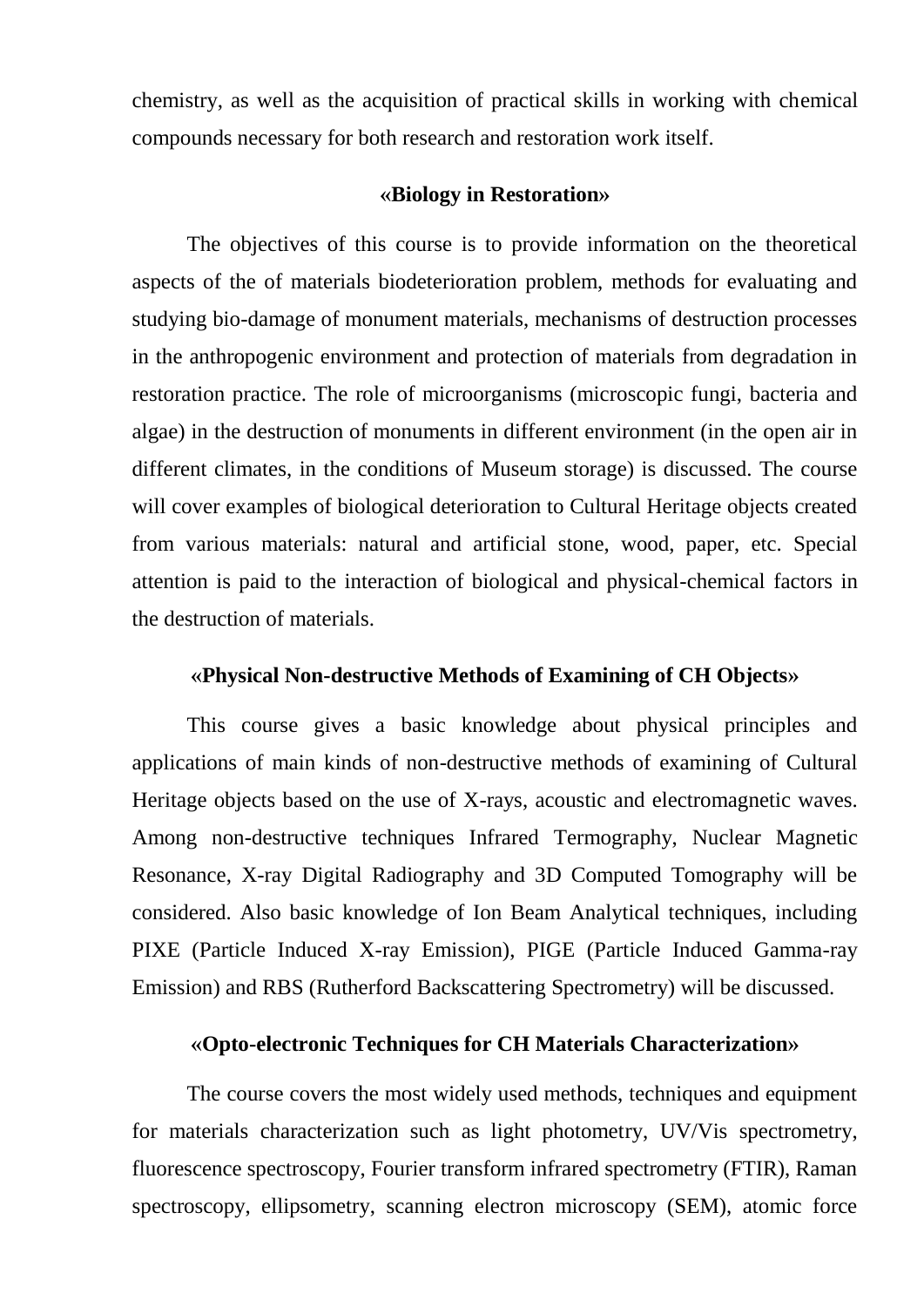chemistry, as well as the acquisition of practical skills in working with chemical compounds necessary for both research and restoration work itself.

### «Biology in Restoration»

The objectives of this course is to provide information on the theoretical aspects of the of materials biodeterioration problem, methods for evaluating and studying bio-damage of monument materials, mechanisms of destruction processes in the anthropogenic environment and protection of materials from degradation in restoration practice. The role of microorganisms (microscopic fungi, bacteria and algae) in the destruction of monuments in different environment (in the open air in different climates, in the conditions of Museum storage) is discussed. The course will cover examples of biological deterioration to Cultural Heritage objects created from various materials: natural and artificial stone, wood, paper, etc. Special attention is paid to the interaction of biological and physical-chemical factors in the destruction of materials.

### «Physical Non-destructive Methods of Examining of CH Objects»

This course gives a basic knowledge about physical principles and applications of main kinds of non-destructive methods of examining of Cultural Heritage objects based on the use of X-rays, acoustic and electromagnetic waves. Among non-destructive techniques Infrared Termography, Nuclear Magnetic Resonance, X-ray Digital Radiography and 3D Computed Tomography will be considered. Also basic knowledge of Ion Beam Analytical techniques, including PIXE (Particle Induced X-ray Emission), PIGE (Particle Induced Gamma-ray Emission) and RBS (Rutherford Backscattering Spectrometry) will be discussed.

### «Opto-electronic Techniques for CH Materials Characterization»

The course covers the most widely used methods, techniques and equipment for materials characterization such as light photometry, UV/Vis spectrometry, fluorescence spectroscopy, Fourier transform infrared spectrometry (FTIR), Raman spectroscopy, ellipsometry, scanning electron microscopy (SEM), atomic force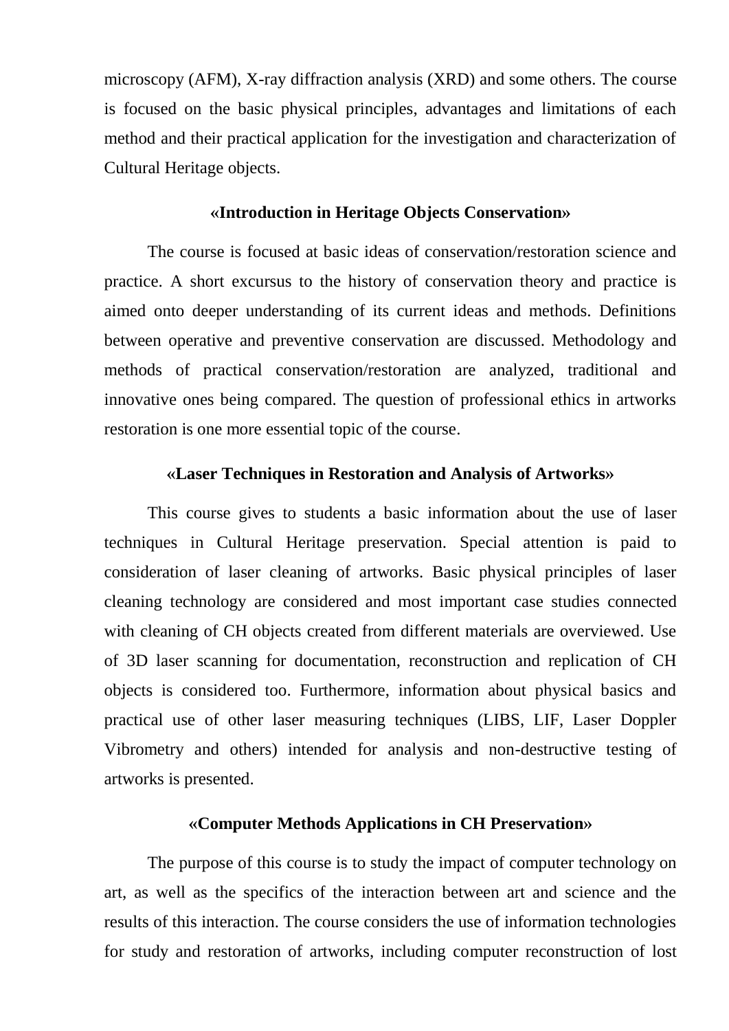microscopy (AFM), X-ray diffraction analysis (XRD) and some others. The course is focused on the basic physical principles, advantages and limitations of each method and their practical application for the investigation and characterization of Cultural Heritage objects.

### «Introduction in Heritage Objects Conservation»

The course is focused at basic ideas of conservation/restoration science and practice. A short excursus to the history of conservation theory and practice is aimed onto deeper understanding of its current ideas and methods. Definitions between operative and preventive conservation are discussed. Methodology and methods of practical conservation/restoration are analyzed, traditional and innovative ones being compared. The question of professional ethics in artworks restoration is one more essential topic of the course.

### «Laser Techniques in Restoration and Analysis of Artworks»

This course gives to students a basic information about the use of laser techniques in Cultural Heritage preservation. Special attention is paid to consideration of laser cleaning of artworks. Basic physical principles of laser cleaning technology are considered and most important case studies connected with cleaning of CH objects created from different materials are overviewed. Use of 3D laser scanning for documentation, reconstruction and replication of CH objects is considered too. Furthermore, information about physical basics and practical use of other laser measuring techniques (LIBS, LIF, Laser Doppler Vibrometry and others) intended for analysis and non-destructive testing of artworks is presented.

### «Computer Methods Applications in CH Preservation»

The purpose of this course is to study the impact of computer technology on art, as well as the specifics of the interaction between art and science and the results of this interaction. The course considers the use of information technologies for study and restoration of artworks, including computer reconstruction of lost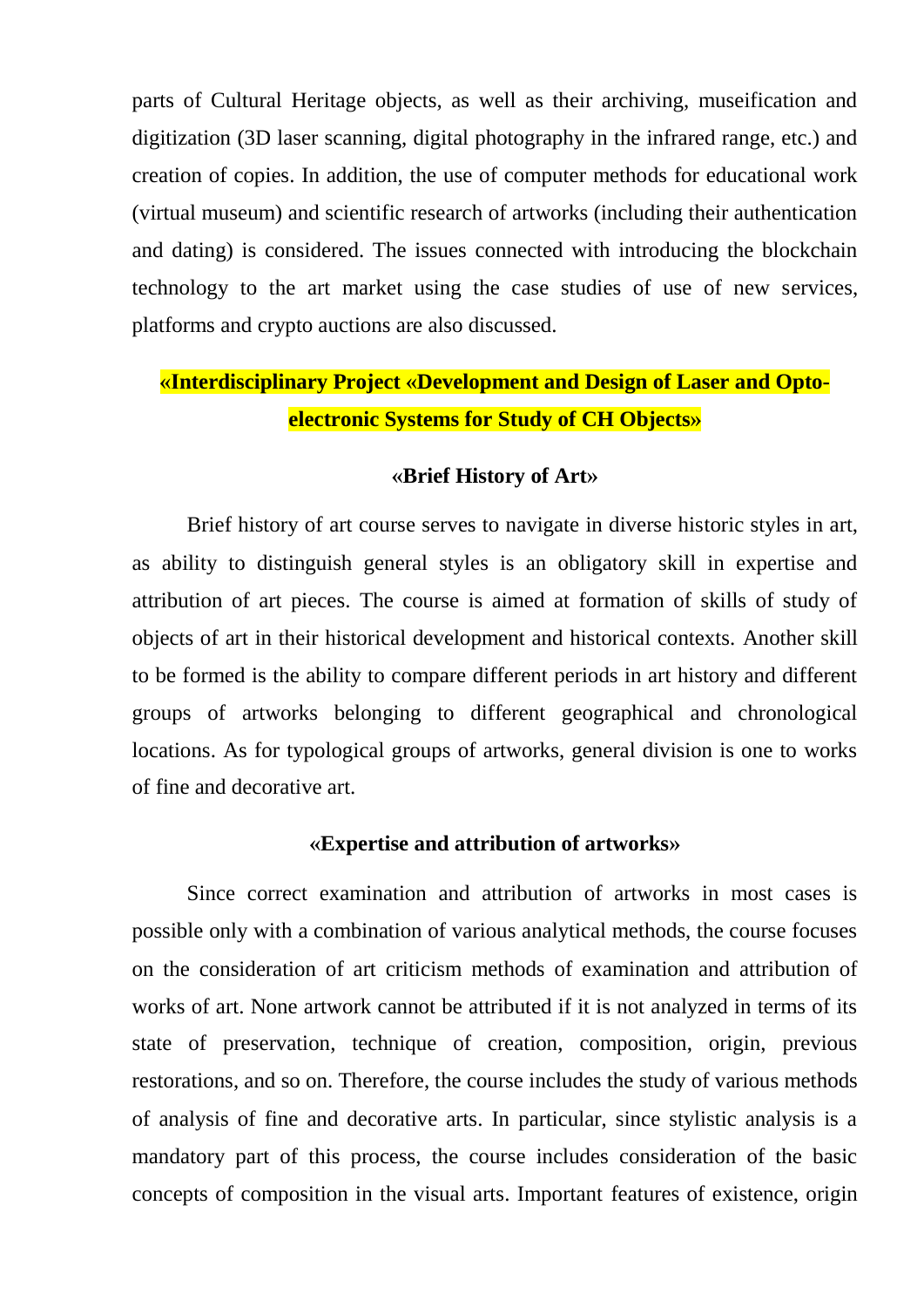parts of Cultural Heritage objects, as well as their archiving, museification and digitization (3D laser scanning, digital photography in the infrared range, etc.) and creation of copies. In addition, the use of computer methods for educational work (virtual museum) and scientific research of artworks (including their authentication and dating) is considered. The issues connected with introducing the blockchain technology to the art market using the case studies of use of new services, platforms and crypto auctions are also discussed.

## «Interdisciplinary Project «Development and Design of Laser and Opto-electronic Systems for Study of CH Objects»

### «Brief History of Art»

Brief history of art course serves to navigate in diverse historic styles in art, as ability to distinguish general styles is an obligatory skill in expertise and attribution of art pieces. The course is aimed at formation of skills of study of objects of art in their historical development and historical contexts. Another skill to be formed is the ability to compare different periods in art history and different groups of artworks belonging to different geographical and chronological locations. As for typological groups of artworks, general division is one to works of fine and decorative art.

### «Expertise and attribution of artworks»

Since correct examination and attribution of artworks in most cases is possible only with a combination of various analytical methods, the course focuses on the consideration of art criticism methods of examination and attribution of works of art. None artwork cannot be attributed if it is not analyzed in terms of its state of preservation, technique of creation, composition, origin, previous restorations, and so on. Therefore, the course includes the study of various methods of analysis of fine and decorative arts. In particular, since stylistic analysis is a mandatory part of this process, the course includes consideration of the basic concepts of composition in the visual arts. Important features of existence, origin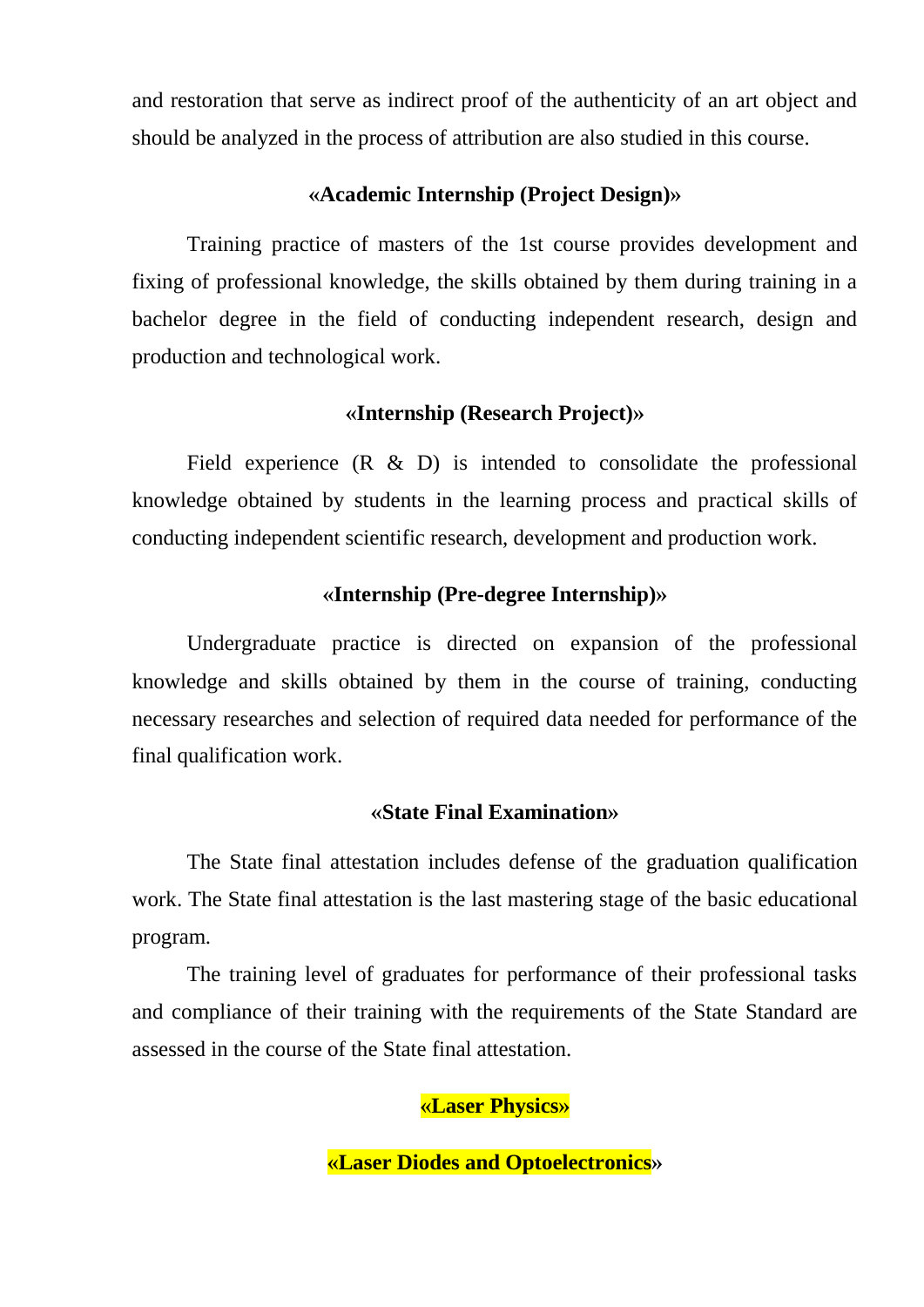and restoration that serve as indirect proof of the authenticity of an art object and should be analyzed in the process of attribution are also studied in this course.

### «Academic Internship (Project Design)»

Training practice of masters of the 1st course provides development and fixing of professional knowledge, the skills obtained by them during training in a bachelor degree in the field of conducting independent research, design and production and technological work.

### «Internship (Research Project)»

Field experience (R & D) is intended to consolidate the professional knowledge obtained by students in the learning process and practical skills of conducting independent scientific research, development and production work.

### «Internship (Pre-degree Internship)»

Undergraduate practice is directed on expansion of the professional knowledge and skills obtained by them in the course of training, conducting necessary researches and selection of required data needed for performance of the final qualification work.

### «State Final Examination»

The State final attestation includes defense of the graduation qualification work. The State final attestation is the last mastering stage of the basic educational program.

The training level of graduates for performance of their professional tasks and compliance of their training with the requirements of the State Standard are assessed in the course of the State final attestation.

### «Laser Physics»

### «Laser Diodes and Optoelectronics»